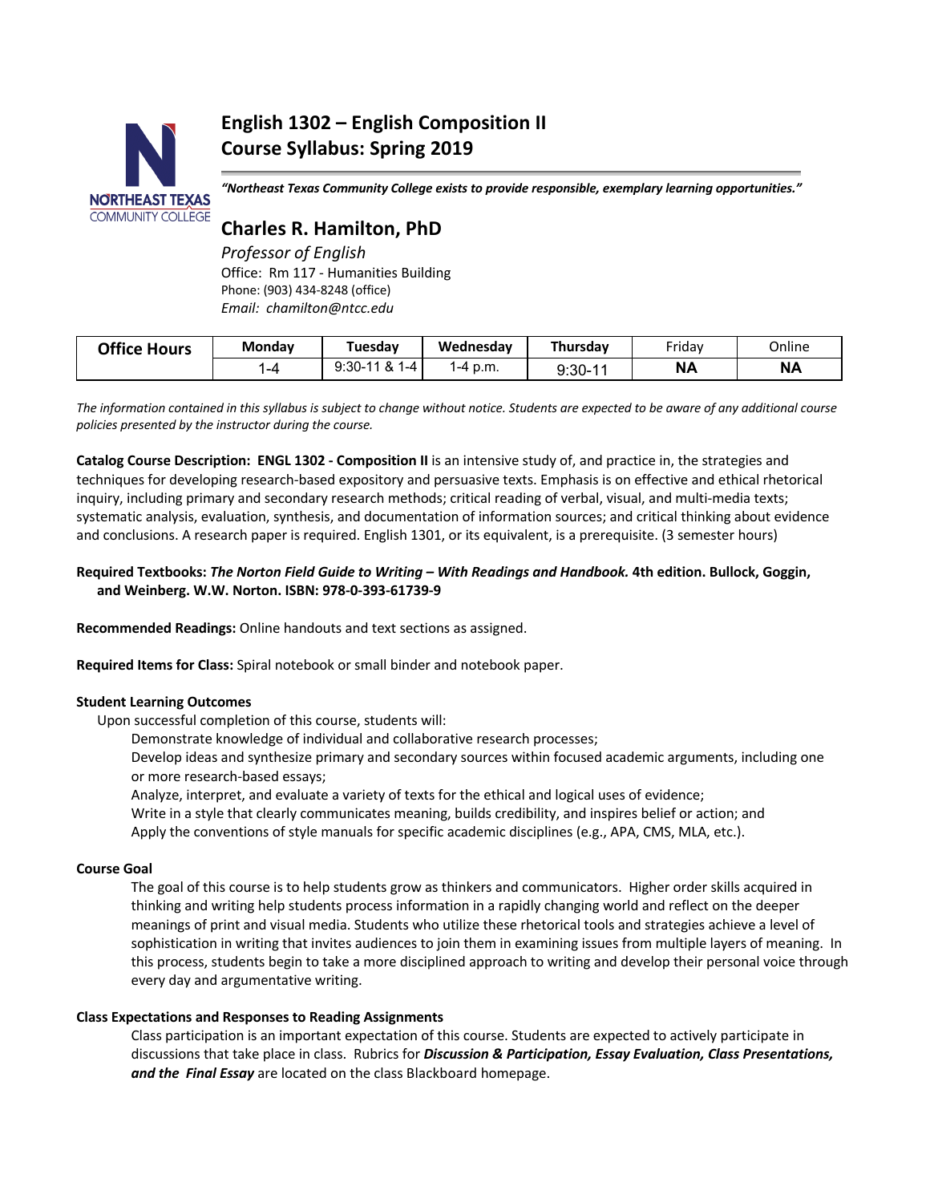# English 1302 – English Composition II
# Course Syllabus: Spring 2019

*"Northeast Texas Community College exists to provide responsible, exemplary learning opportunities."*

## Charles R. Hamilton, PhD

*Professor of English*
Office: Rm 117 - Humanities Building
Phone: (903) 434-8248 (office)
*Email: chamilton@ntcc.edu*

| Office Hours | Monday | Tuesday | Wednesday | Thursday | Friday | Online |
|---|---|---|---|---|---|---|
| | 1-4 | 9:30-11 & 1-4 | 1-4 p.m. | 9:30-11 | **NA** | **NA** |

*The information contained in this syllabus is subject to change without notice. Students are expected to be aware of any additional course policies presented by the instructor during the course.*

**Catalog Course Description: ENGL 1302 - Composition II** is an intensive study of, and practice in, the strategies and techniques for developing research-based expository and persuasive texts. Emphasis is on effective and ethical rhetorical inquiry, including primary and secondary research methods; critical reading of verbal, visual, and multi-media texts; systematic analysis, evaluation, synthesis, and documentation of information sources; and critical thinking about evidence and conclusions. A research paper is required. English 1301, or its equivalent, is a prerequisite. (3 semester hours)

**Required Textbooks: *The Norton Field Guide to Writing – With Readings and Handbook.* 4th edition. Bullock, Goggin, and Weinberg. W.W. Norton. ISBN: 978-0-393-61739-9**

**Recommended Readings:** Online handouts and text sections as assigned.

**Required Items for Class:** Spiral notebook or small binder and notebook paper.

**Student Learning Outcomes**

Upon successful completion of this course, students will:

Demonstrate knowledge of individual and collaborative research processes;

Develop ideas and synthesize primary and secondary sources within focused academic arguments, including one or more research-based essays;

Analyze, interpret, and evaluate a variety of texts for the ethical and logical uses of evidence;

Write in a style that clearly communicates meaning, builds credibility, and inspires belief or action; and

Apply the conventions of style manuals for specific academic disciplines (e.g., APA, CMS, MLA, etc.).

**Course Goal**

The goal of this course is to help students grow as thinkers and communicators. Higher order skills acquired in thinking and writing help students process information in a rapidly changing world and reflect on the deeper meanings of print and visual media. Students who utilize these rhetorical tools and strategies achieve a level of sophistication in writing that invites audiences to join them in examining issues from multiple layers of meaning. In this process, students begin to take a more disciplined approach to writing and develop their personal voice through every day and argumentative writing.

**Class Expectations and Responses to Reading Assignments**

Class participation is an important expectation of this course. Students are expected to actively participate in discussions that take place in class. Rubrics for ***Discussion & Participation, Essay Evaluation, Class Presentations, and the Final Essay*** are located on the class Blackboard homepage.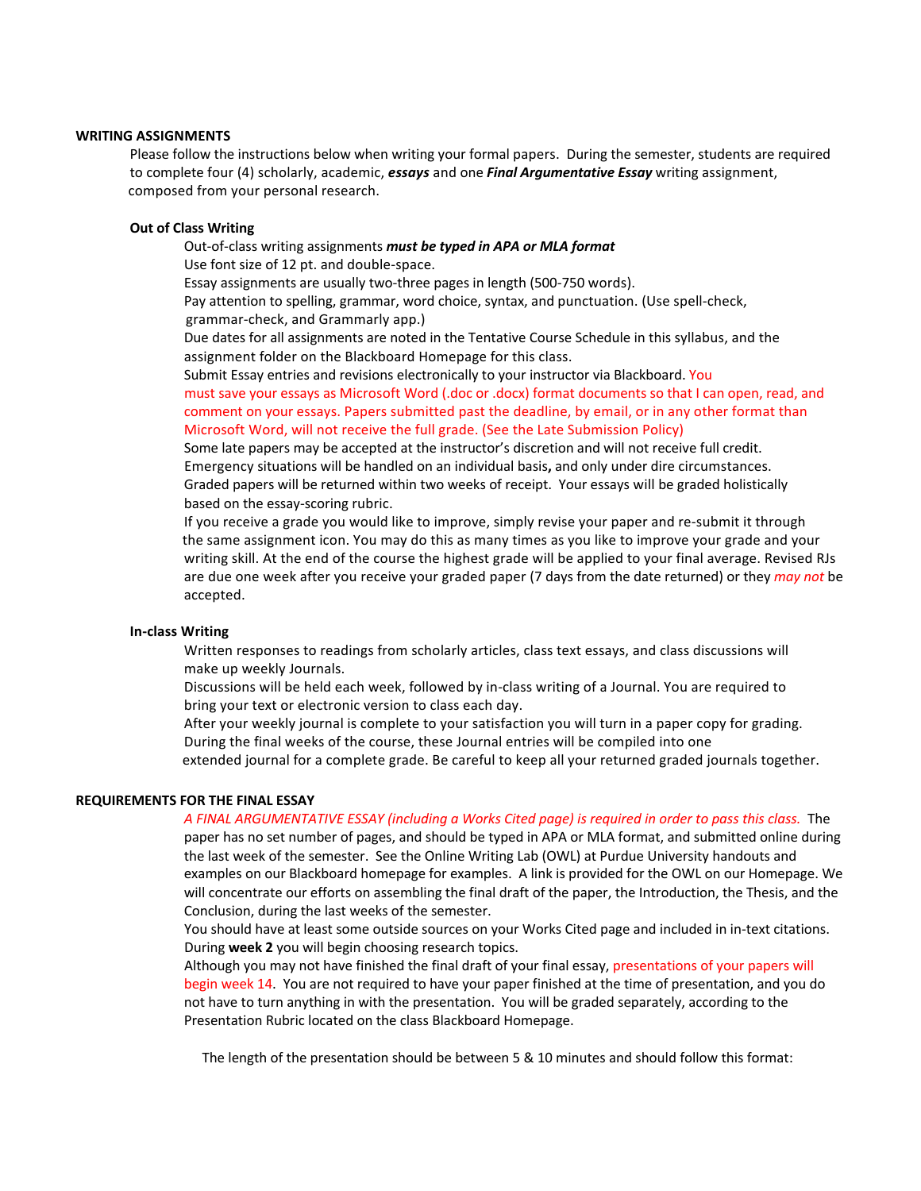## WRITING ASSIGNMENTS

Please follow the instructions below when writing your formal papers. During the semester, students are required to complete four (4) scholarly, academic, ***essays*** and one ***Final Argumentative Essay*** writing assignment, composed from your personal research.

### Out of Class Writing

Out-of-class writing assignments ***must be typed in APA or MLA format***

Use font size of 12 pt. and double-space.

Essay assignments are usually two-three pages in length (500-750 words).

Pay attention to spelling, grammar, word choice, syntax, and punctuation. (Use spell-check, grammar-check, and Grammarly app.)

Due dates for all assignments are noted in the Tentative Course Schedule in this syllabus, and the assignment folder on the Blackboard Homepage for this class.

Submit Essay entries and revisions electronically to your instructor via Blackboard. You must save your essays as Microsoft Word (.doc or .docx) format documents so that I can open, read, and comment on your essays. Papers submitted past the deadline, by email, or in any other format than Microsoft Word, will not receive the full grade. (See the Late Submission Policy)

Some late papers may be accepted at the instructor's discretion and will not receive full credit.

Emergency situations will be handled on an individual basis**,** and only under dire circumstances.

Graded papers will be returned within two weeks of receipt. Your essays will be graded holistically based on the essay-scoring rubric.

If you receive a grade you would like to improve, simply revise your paper and re-submit it through the same assignment icon. You may do this as many times as you like to improve your grade and your writing skill. At the end of the course the highest grade will be applied to your final average. Revised RJs are due one week after you receive your graded paper (7 days from the date returned) or they *may not* be accepted.

### In-class Writing

Written responses to readings from scholarly articles, class text essays, and class discussions will make up weekly Journals.

Discussions will be held each week, followed by in-class writing of a Journal. You are required to bring your text or electronic version to class each day.

After your weekly journal is complete to your satisfaction you will turn in a paper copy for grading. During the final weeks of the course, these Journal entries will be compiled into one extended journal for a complete grade. Be careful to keep all your returned graded journals together.

## REQUIREMENTS FOR THE FINAL ESSAY

*A FINAL ARGUMENTATIVE ESSAY (including a Works Cited page) is required in order to pass this class.* The paper has no set number of pages, and should be typed in APA or MLA format, and submitted online during the last week of the semester. See the Online Writing Lab (OWL) at Purdue University handouts and examples on our Blackboard homepage for examples. A link is provided for the OWL on our Homepage. We will concentrate our efforts on assembling the final draft of the paper, the Introduction, the Thesis, and the Conclusion, during the last weeks of the semester.

You should have at least some outside sources on your Works Cited page and included in in-text citations. During **week 2** you will begin choosing research topics.

Although you may not have finished the final draft of your final essay, presentations of your papers will begin week 14. You are not required to have your paper finished at the time of presentation, and you do not have to turn anything in with the presentation. You will be graded separately, according to the Presentation Rubric located on the class Blackboard Homepage.

The length of the presentation should be between 5 & 10 minutes and should follow this format: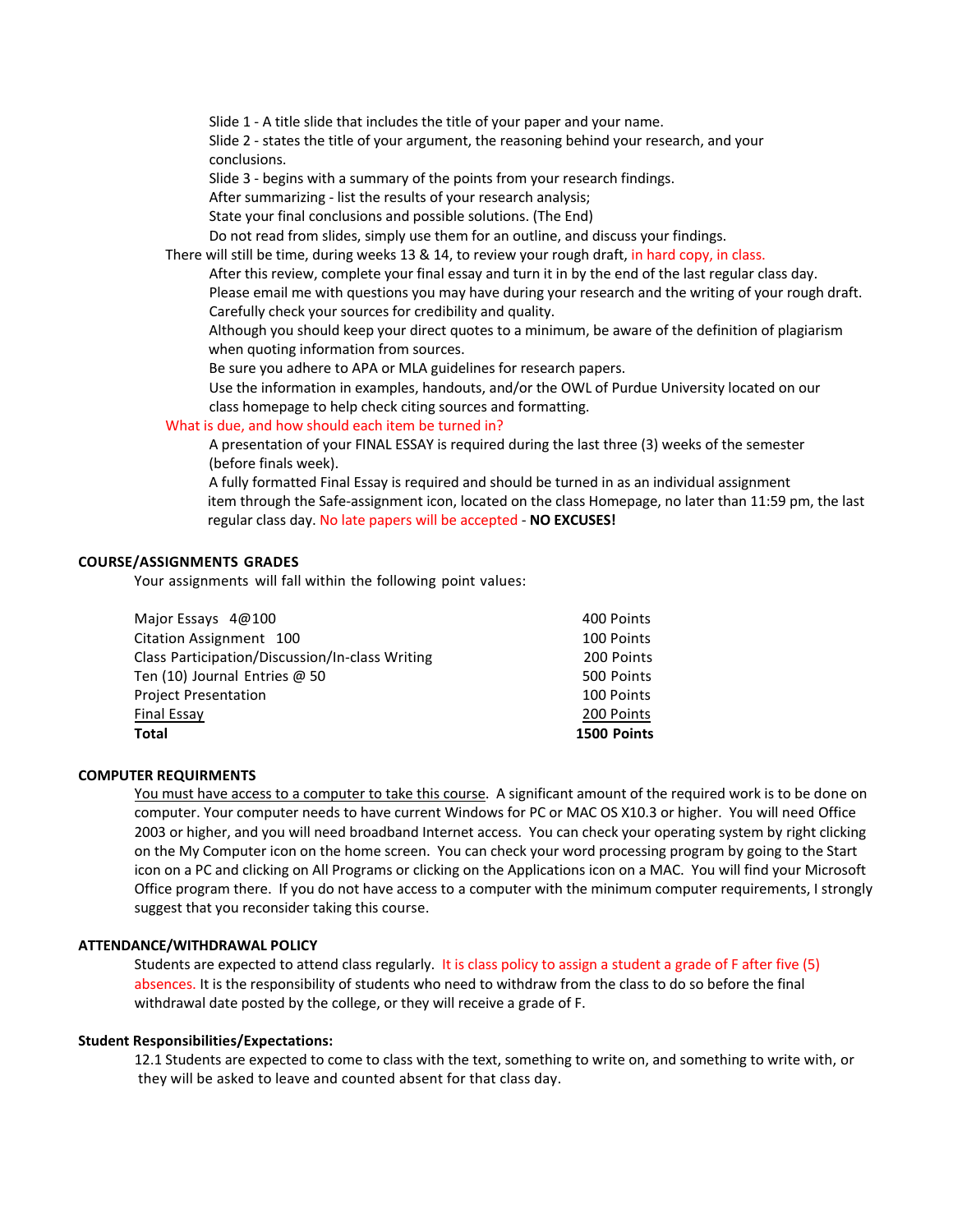Slide 1 - A title slide that includes the title of your paper and your name.
Slide 2 - states the title of your argument, the reasoning behind your research, and your conclusions.
Slide 3 - begins with a summary of the points from your research findings.
After summarizing - list the results of your research analysis;
State your final conclusions and possible solutions. (The End)
Do not read from slides, simply use them for an outline, and discuss your findings.

There will still be time, during weeks 13 & 14, to review your rough draft, in hard copy, in class.

After this review, complete your final essay and turn it in by the end of the last regular class day.
Please email me with questions you may have during your research and the writing of your rough draft.
Carefully check your sources for credibility and quality.
Although you should keep your direct quotes to a minimum, be aware of the definition of plagiarism when quoting information from sources.
Be sure you adhere to APA or MLA guidelines for research papers.
Use the information in examples, handouts, and/or the OWL of Purdue University located on our class homepage to help check citing sources and formatting.

What is due, and how should each item be turned in?

A presentation of your FINAL ESSAY is required during the last three (3) weeks of the semester (before finals week).
A fully formatted Final Essay is required and should be turned in as an individual assignment item through the Safe-assignment icon, located on the class Homepage, no later than 11:59 pm, the last regular class day. No late papers will be accepted - **NO EXCUSES!**

**COURSE/ASSIGNMENTS GRADES**

Your assignments will fall within the following point values:

| | |
|---|---|
| Major Essays 4@100 | 400 Points |
| Citation Assignment 100 | 100 Points |
| Class Participation/Discussion/In-class Writing | 200 Points |
| Ten (10) Journal Entries @ 50 | 500 Points |
| Project Presentation | 100 Points |
| Final Essay | 200 Points |
| **Total** | **1500 Points** |

**COMPUTER REQUIRMENTS**

You must have access to a computer to take this course. A significant amount of the required work is to be done on computer. Your computer needs to have current Windows for PC or MAC OS X10.3 or higher. You will need Office 2003 or higher, and you will need broadband Internet access. You can check your operating system by right clicking on the My Computer icon on the home screen. You can check your word processing program by going to the Start icon on a PC and clicking on All Programs or clicking on the Applications icon on a MAC. You will find your Microsoft Office program there. If you do not have access to a computer with the minimum computer requirements, I strongly suggest that you reconsider taking this course.

**ATTENDANCE/WITHDRAWAL POLICY**

Students are expected to attend class regularly. It is class policy to assign a student a grade of F after five (5) absences. It is the responsibility of students who need to withdraw from the class to do so before the final withdrawal date posted by the college, or they will receive a grade of F.

**Student Responsibilities/Expectations:**

12.1 Students are expected to come to class with the text, something to write on, and something to write with, or they will be asked to leave and counted absent for that class day.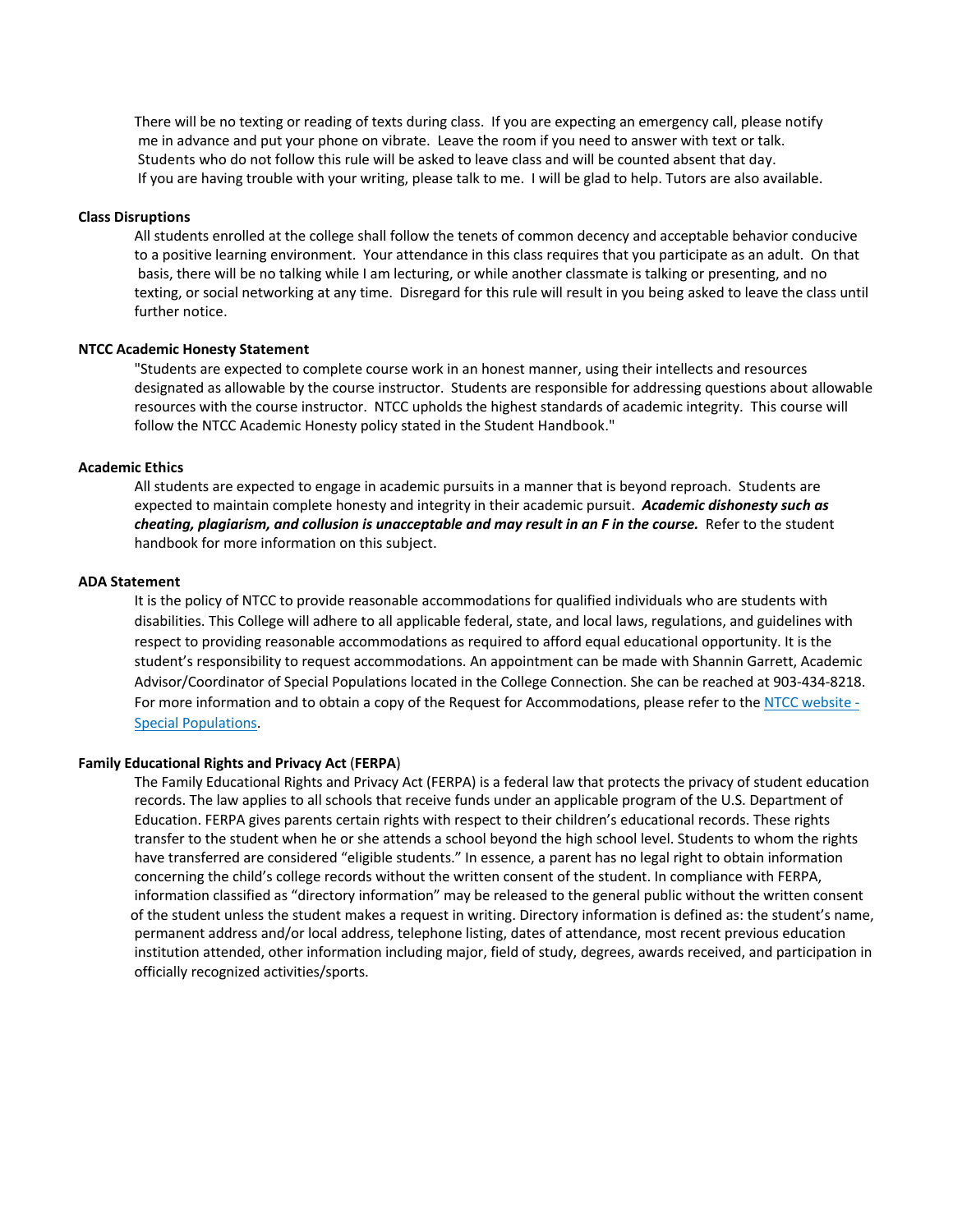There will be no texting or reading of texts during class. If you are expecting an emergency call, please notify me in advance and put your phone on vibrate. Leave the room if you need to answer with text or talk. Students who do not follow this rule will be asked to leave class and will be counted absent that day. If you are having trouble with your writing, please talk to me. I will be glad to help. Tutors are also available.

**Class Disruptions**

All students enrolled at the college shall follow the tenets of common decency and acceptable behavior conducive to a positive learning environment. Your attendance in this class requires that you participate as an adult. On that basis, there will be no talking while I am lecturing, or while another classmate is talking or presenting, and no texting, or social networking at any time. Disregard for this rule will result in you being asked to leave the class until further notice.

**NTCC Academic Honesty Statement**

"Students are expected to complete course work in an honest manner, using their intellects and resources designated as allowable by the course instructor. Students are responsible for addressing questions about allowable resources with the course instructor. NTCC upholds the highest standards of academic integrity. This course will follow the NTCC Academic Honesty policy stated in the Student Handbook."

**Academic Ethics**

All students are expected to engage in academic pursuits in a manner that is beyond reproach. Students are expected to maintain complete honesty and integrity in their academic pursuit. ***Academic dishonesty such as cheating, plagiarism, and collusion is unacceptable and may result in an F in the course.*** Refer to the student handbook for more information on this subject.

**ADA Statement**

It is the policy of NTCC to provide reasonable accommodations for qualified individuals who are students with disabilities. This College will adhere to all applicable federal, state, and local laws, regulations, and guidelines with respect to providing reasonable accommodations as required to afford equal educational opportunity. It is the student's responsibility to request accommodations. An appointment can be made with Shannin Garrett, Academic Advisor/Coordinator of Special Populations located in the College Connection. She can be reached at 903-434-8218. For more information and to obtain a copy of the Request for Accommodations, please refer to the NTCC website - Special Populations.

**Family Educational Rights and Privacy Act (FERPA)**

The Family Educational Rights and Privacy Act (FERPA) is a federal law that protects the privacy of student education records. The law applies to all schools that receive funds under an applicable program of the U.S. Department of Education. FERPA gives parents certain rights with respect to their children's educational records. These rights transfer to the student when he or she attends a school beyond the high school level. Students to whom the rights have transferred are considered "eligible students." In essence, a parent has no legal right to obtain information concerning the child's college records without the written consent of the student. In compliance with FERPA, information classified as "directory information" may be released to the general public without the written consent of the student unless the student makes a request in writing. Directory information is defined as: the student's name, permanent address and/or local address, telephone listing, dates of attendance, most recent previous education institution attended, other information including major, field of study, degrees, awards received, and participation in officially recognized activities/sports.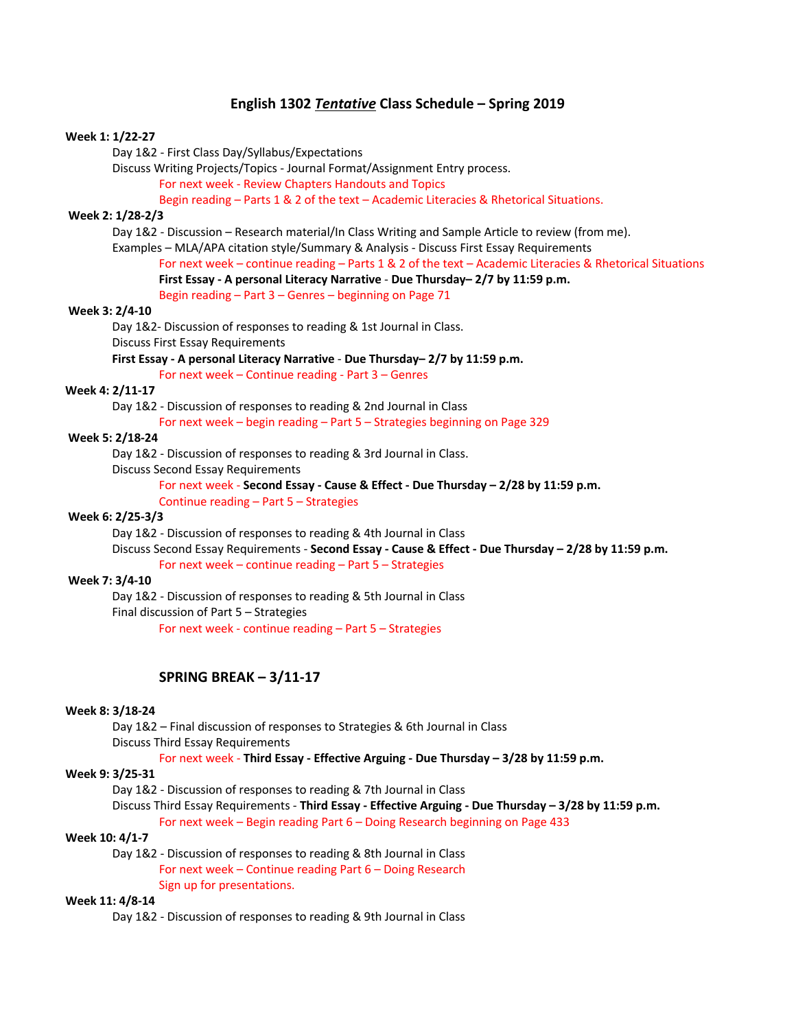## English 1302 *Tentative* Class Schedule – Spring 2019

**Week 1: 1/22-27**

Day 1&2 - First Class Day/Syllabus/Expectations

Discuss Writing Projects/Topics - Journal Format/Assignment Entry process.

For next week - Review Chapters Handouts and Topics

Begin reading – Parts 1 & 2 of the text – Academic Literacies & Rhetorical Situations.

**Week 2: 1/28-2/3**

Day 1&2 - Discussion – Research material/In Class Writing and Sample Article to review (from me).

Examples – MLA/APA citation style/Summary & Analysis - Discuss First Essay Requirements

For next week – continue reading – Parts 1 & 2 of the text – Academic Literacies & Rhetorical Situations

**First Essay - A personal Literacy Narrative** - **Due Thursday– 2/7 by 11:59 p.m.**

Begin reading – Part 3 – Genres – beginning on Page 71

**Week 3: 2/4-10**

Day 1&2- Discussion of responses to reading & 1st Journal in Class.

Discuss First Essay Requirements

**First Essay - A personal Literacy Narrative** - **Due Thursday– 2/7 by 11:59 p.m.**

For next week – Continue reading - Part 3 – Genres

**Week 4: 2/11-17**

Day 1&2 - Discussion of responses to reading & 2nd Journal in Class

For next week – begin reading – Part 5 – Strategies beginning on Page 329

**Week 5: 2/18-24**

Day 1&2 - Discussion of responses to reading & 3rd Journal in Class.

Discuss Second Essay Requirements

For next week - **Second Essay - Cause & Effect - Due Thursday – 2/28 by 11:59 p.m.**

Continue reading – Part 5 – Strategies

**Week 6: 2/25-3/3**

Day 1&2 - Discussion of responses to reading & 4th Journal in Class

Discuss Second Essay Requirements - **Second Essay - Cause & Effect - Due Thursday – 2/28 by 11:59 p.m.**

For next week – continue reading – Part 5 – Strategies

**Week 7: 3/4-10**

Day 1&2 - Discussion of responses to reading & 5th Journal in Class

Final discussion of Part 5 – Strategies

For next week - continue reading – Part 5 – Strategies

**SPRING BREAK – 3/11-17**

**Week 8: 3/18-24**

Day 1&2 – Final discussion of responses to Strategies & 6th Journal in Class

Discuss Third Essay Requirements

For next week - **Third Essay - Effective Arguing - Due Thursday – 3/28 by 11:59 p.m.**

**Week 9: 3/25-31**

Day 1&2 - Discussion of responses to reading & 7th Journal in Class

Discuss Third Essay Requirements - **Third Essay - Effective Arguing - Due Thursday – 3/28 by 11:59 p.m.**

For next week – Begin reading Part 6 – Doing Research beginning on Page 433

**Week 10: 4/1-7**

Day 1&2 - Discussion of responses to reading & 8th Journal in Class

For next week – Continue reading Part 6 – Doing Research

Sign up for presentations.

**Week 11: 4/8-14**

Day 1&2 - Discussion of responses to reading & 9th Journal in Class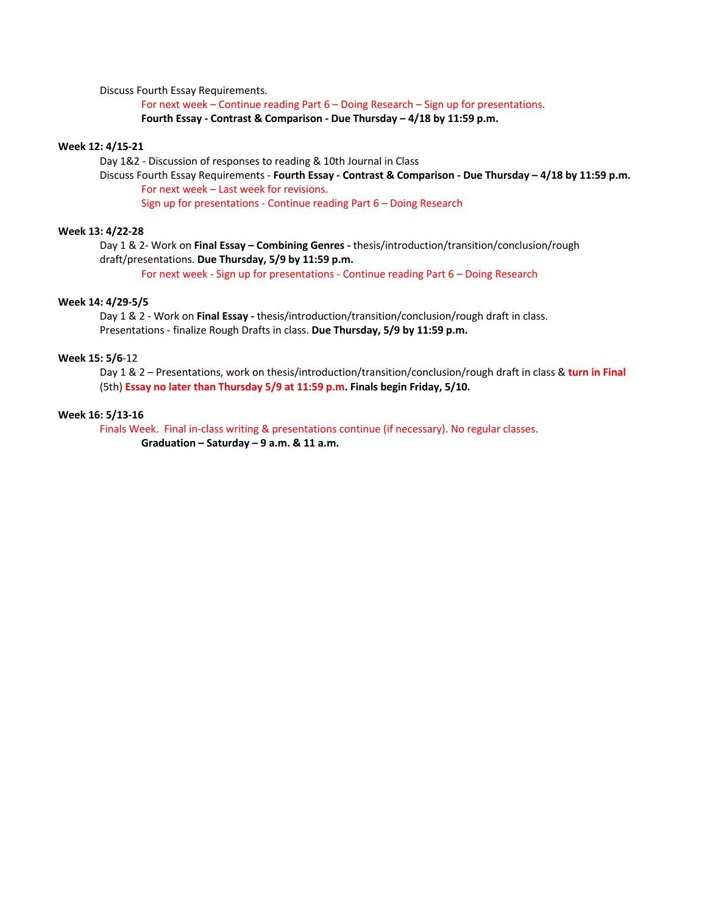Discuss Fourth Essay Requirements.

For next week – Continue reading Part 6 – Doing Research – Sign up for presentations.

**Fourth Essay - Contrast & Comparison - Due Thursday – 4/18 by 11:59 p.m.**

**Week 12: 4/15-21**

Day 1&2 - Discussion of responses to reading & 10th Journal in Class

Discuss Fourth Essay Requirements - **Fourth Essay - Contrast & Comparison - Due Thursday – 4/18 by 11:59 p.m.**

For next week – Last week for revisions.

Sign up for presentations - Continue reading Part 6 – Doing Research

**Week 13: 4/22-28**

Day 1 & 2- Work on **Final Essay – Combining Genres -** thesis/introduction/transition/conclusion/rough draft/presentations. **Due Thursday, 5/9 by 11:59 p.m.**

For next week - Sign up for presentations - Continue reading Part 6 – Doing Research

**Week 14: 4/29-5/5**

Day 1 & 2 - Work on **Final Essay -** thesis/introduction/transition/conclusion/rough draft in class. Presentations - finalize Rough Drafts in class. **Due Thursday, 5/9 by 11:59 p.m.**

**Week 15: 5/6**-12

Day 1 & 2 – Presentations, work on thesis/introduction/transition/conclusion/rough draft in class & **turn in Final** (5th) **Essay no later than Thursday 5/9 at 11:59 p.m. Finals begin Friday, 5/10.**

**Week 16: 5/13-16**

Finals Week. Final in-class writing & presentations continue (if necessary). No regular classes.

**Graduation – Saturday – 9 a.m. & 11 a.m.**